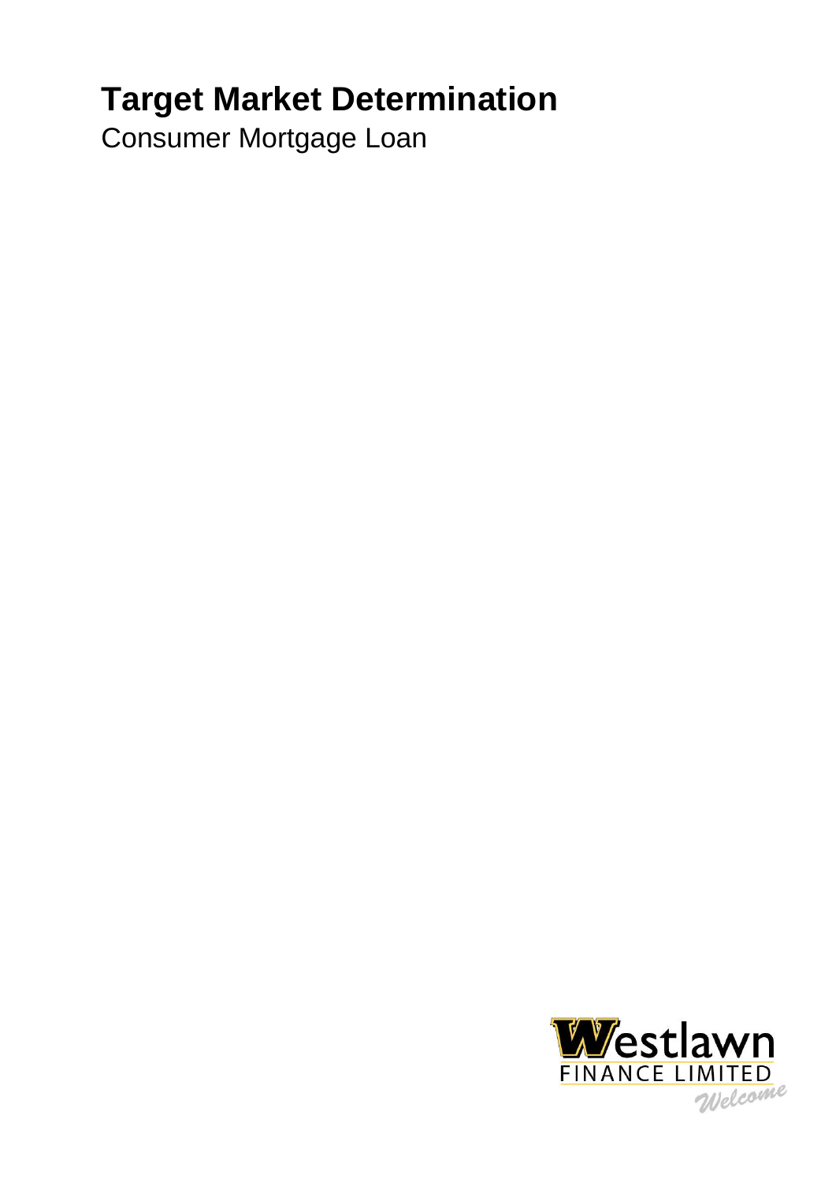# Target Market Determination

Consumer Mortgage Loan

Westlawn FINANCE LIMITED Welcome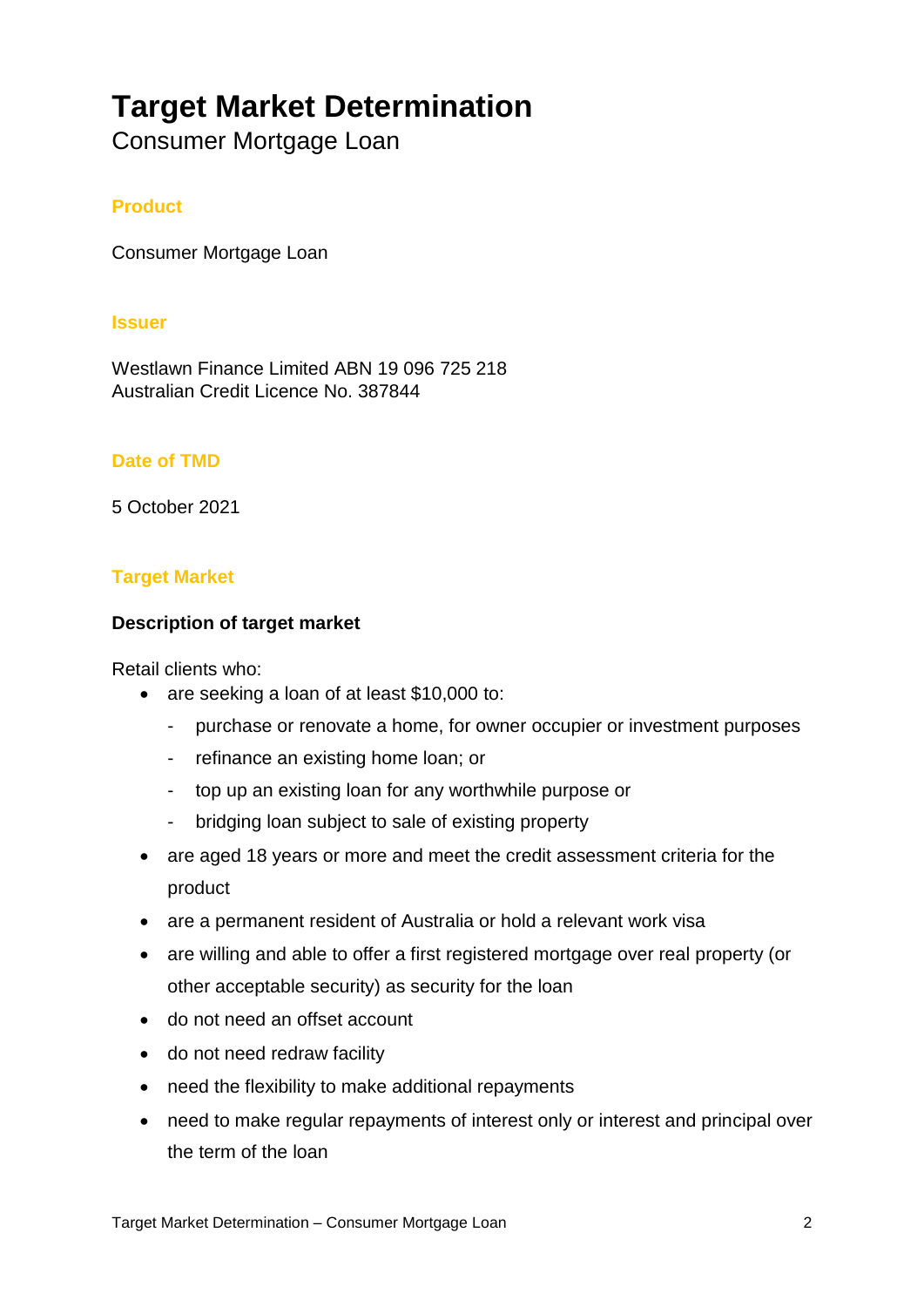# Target Market Determination

Consumer Mortgage Loan

## Product

Consumer Mortgage Loan

## Issuer

Westlawn Finance Limited ABN 19 096 725 218
Australian Credit Licence No. 387844

## Date of TMD

5 October 2021

## Target Market

### Description of target market

Retail clients who:

- are seeking a loan of at least $10,000 to:
  - purchase or renovate a home, for owner occupier or investment purposes
  - refinance an existing home loan; or
  - top up an existing loan for any worthwhile purpose or
  - bridging loan subject to sale of existing property
- are aged 18 years or more and meet the credit assessment criteria for the product
- are a permanent resident of Australia or hold a relevant work visa
- are willing and able to offer a first registered mortgage over real property (or other acceptable security) as security for the loan
- do not need an offset account
- do not need redraw facility
- need the flexibility to make additional repayments
- need to make regular repayments of interest only or interest and principal over the term of the loan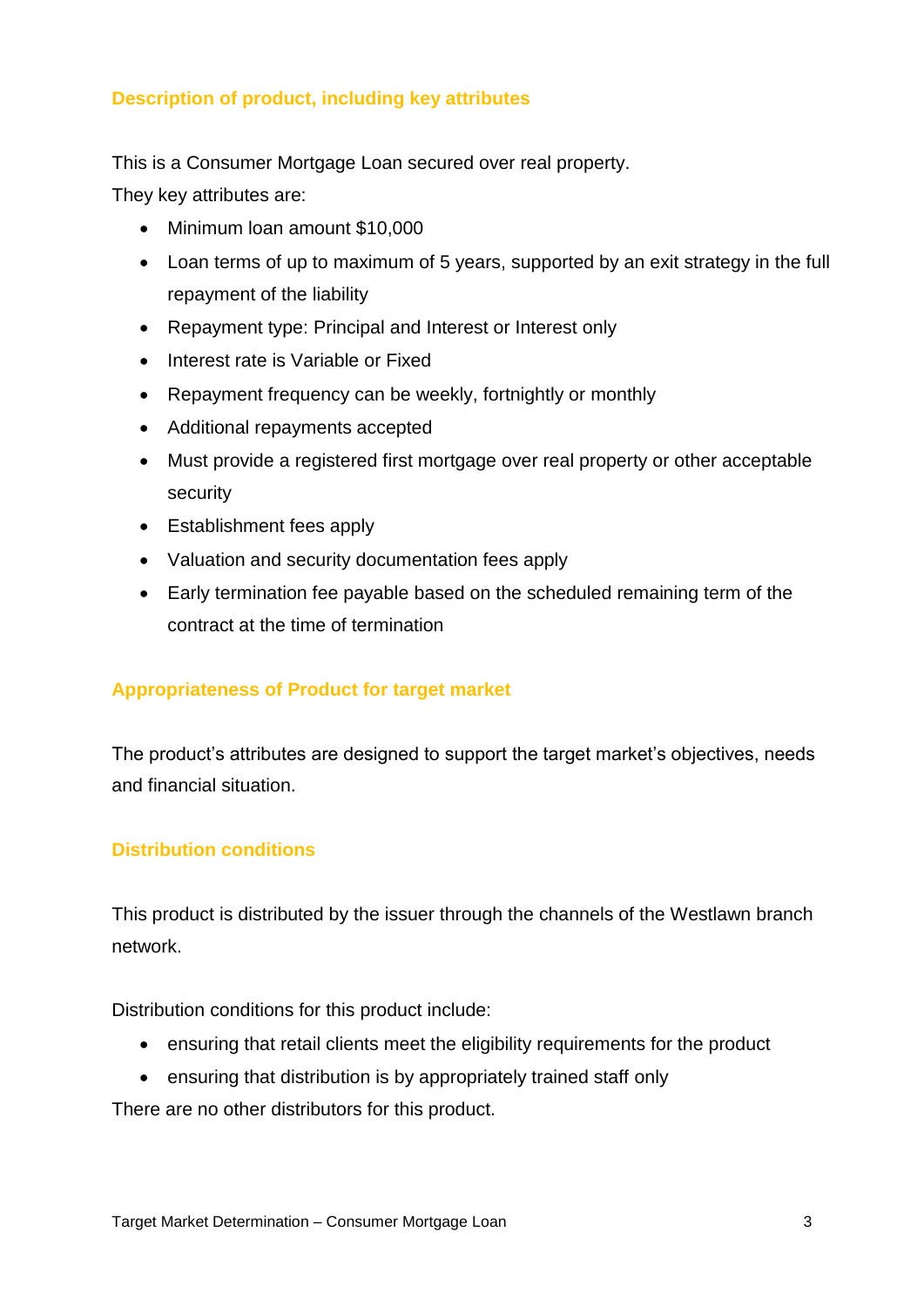## Description of product, including key attributes

This is a Consumer Mortgage Loan secured over real property.

They key attributes are:

- Minimum loan amount $10,000
- Loan terms of up to maximum of 5 years, supported by an exit strategy in the full repayment of the liability
- Repayment type: Principal and Interest or Interest only
- Interest rate is Variable or Fixed
- Repayment frequency can be weekly, fortnightly or monthly
- Additional repayments accepted
- Must provide a registered first mortgage over real property or other acceptable security
- Establishment fees apply
- Valuation and security documentation fees apply
- Early termination fee payable based on the scheduled remaining term of the contract at the time of termination

## Appropriateness of Product for target market

The product's attributes are designed to support the target market's objectives, needs and financial situation.

## Distribution conditions

This product is distributed by the issuer through the channels of the Westlawn branch network.

Distribution conditions for this product include:

- ensuring that retail clients meet the eligibility requirements for the product
- ensuring that distribution is by appropriately trained staff only

There are no other distributors for this product.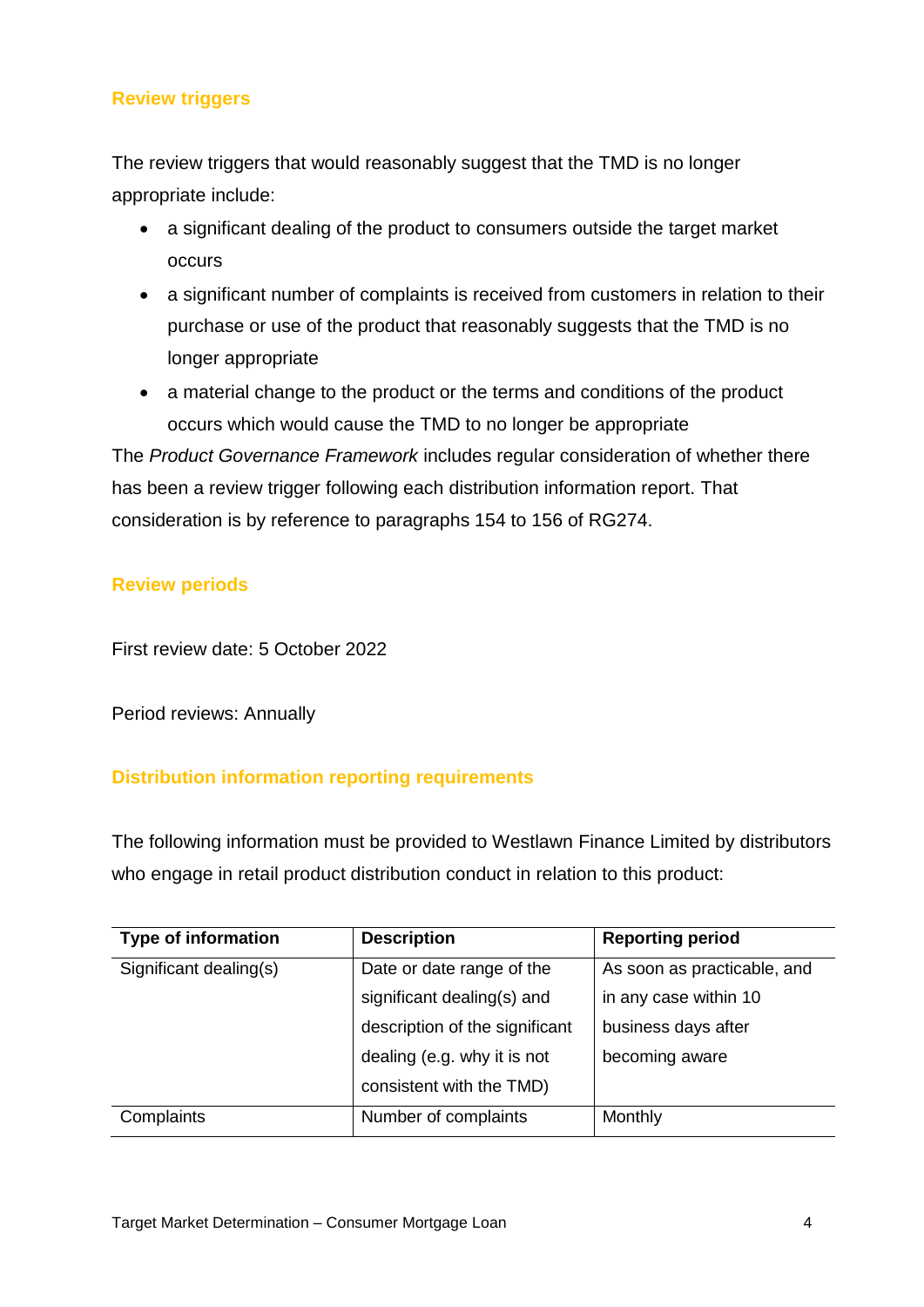## Review triggers

The review triggers that would reasonably suggest that the TMD is no longer appropriate include:

- a significant dealing of the product to consumers outside the target market occurs
- a significant number of complaints is received from customers in relation to their purchase or use of the product that reasonably suggests that the TMD is no longer appropriate
- a material change to the product or the terms and conditions of the product occurs which would cause the TMD to no longer be appropriate

The *Product Governance Framework* includes regular consideration of whether there has been a review trigger following each distribution information report. That consideration is by reference to paragraphs 154 to 156 of RG274.

## Review periods

First review date: 5 October 2022

Period reviews: Annually

## Distribution information reporting requirements

The following information must be provided to Westlawn Finance Limited by distributors who engage in retail product distribution conduct in relation to this product:

| Type of information | Description | Reporting period |
|---|---|---|
| Significant dealing(s) | Date or date range of the significant dealing(s) and description of the significant dealing (e.g. why it is not consistent with the TMD) | As soon as practicable, and in any case within 10 business days after becoming aware |
| Complaints | Number of complaints | Monthly |